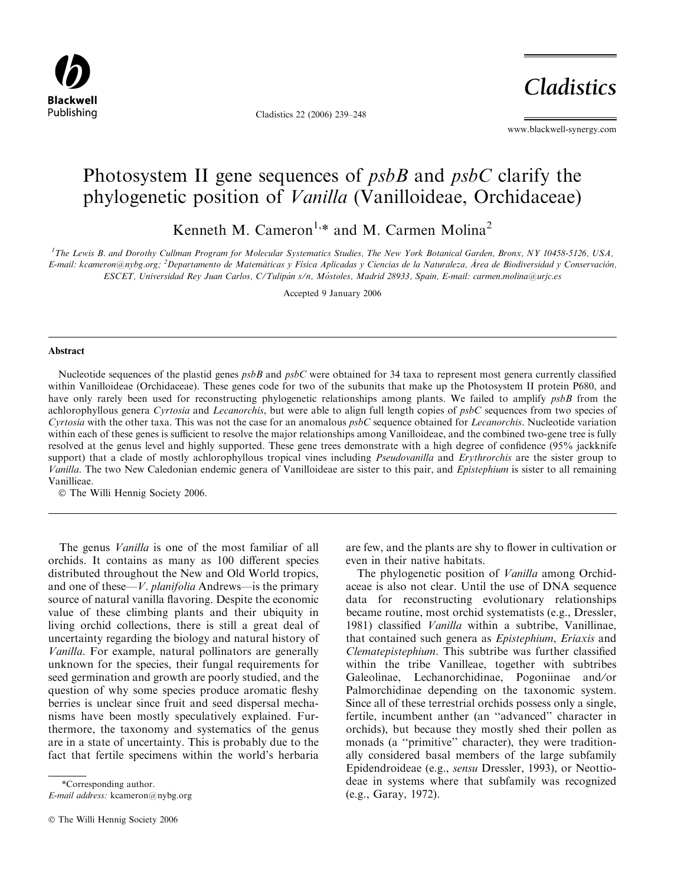# Photosystem II gene sequences of *psbB* and *psbC* clarify the phylogenetic position of *Vanilla* (Vanilloideae, Orchidaceae)

Kenneth M. Cameron[1,*] and M. Carmen Molina[2]

[1]The Lewis B. and Dorothy Cullman Program for Molecular Systematics Studies, The New York Botanical Garden, Bronx, NY 10458-5126, USA, E-mail: kcameron@nybg.org; [2]Departamento de Matemáticas y Física Aplicadas y Ciencias de la Naturaleza, Área de Biodiversidad y Conservación, ESCET, Universidad Rey Juan Carlos, C/Tulipán s/n, Móstoles, Madrid 28933, Spain, E-mail: carmen.molina@urjc.es

Accepted 9 January 2006

## Abstract

Nucleotide sequences of the plastid genes *psbB* and *psbC* were obtained for 34 taxa to represent most genera currently classified within Vanilloideae (Orchidaceae). These genes code for two of the subunits that make up the Photosystem II protein P680, and have only rarely been used for reconstructing phylogenetic relationships among plants. We failed to amplify *psbB* from the achlorophyllous genera *Cyrtosia* and *Lecanorchis*, but were able to align full length copies of *psbC* sequences from two species of *Cyrtosia* with the other taxa. This was not the case for an anomalous *psbC* sequence obtained for *Lecanorchis*. Nucleotide variation within each of these genes is sufficient to resolve the major relationships among Vanilloideae, and the combined two-gene tree is fully resolved at the genus level and highly supported. These gene trees demonstrate with a high degree of confidence (95% jackknife support) that a clade of mostly achlorophyllous tropical vines including *Pseudovanilla* and *Erythrorchis* are the sister group to *Vanilla*. The two New Caledonian endemic genera of Vanilloideae are sister to this pair, and *Epistephium* is sister to all remaining Vanillieae.

© The Willi Hennig Society 2006.

The genus *Vanilla* is one of the most familiar of all orchids. It contains as many as 100 different species distributed throughout the New and Old World tropics, and one of these—*V. planifolia* Andrews—is the primary source of natural vanilla flavoring. Despite the economic value of these climbing plants and their ubiquity in living orchid collections, there is still a great deal of uncertainty regarding the biology and natural history of *Vanilla*. For example, natural pollinators are generally unknown for the species, their fungal requirements for seed germination and growth are poorly studied, and the question of why some species produce aromatic fleshy berries is unclear since fruit and seed dispersal mechanisms have been mostly speculatively explained. Furthermore, the taxonomy and systematics of the genus are in a state of uncertainty. This is probably due to the fact that fertile specimens within the world's herbaria are few, and the plants are shy to flower in cultivation or even in their native habitats.

The phylogenetic position of *Vanilla* among Orchidaceae is also not clear. Until the use of DNA sequence data for reconstructing evolutionary relationships became routine, most orchid systematists (e.g., Dressler, 1981) classified *Vanilla* within a subtribe, Vanillinae, that contained such genera as *Epistephium*, *Eriaxis* and *Clematepistephium*. This subtribe was further classified within the tribe Vanilleae, together with subtribes Galeolinae, Lechanorchidinae, Pogoniinae and/or Palmorchidinae depending on the taxonomic system. Since all of these terrestrial orchids possess only a single, fertile, incumbent anther (an "advanced" character in orchids), but because they mostly shed their pollen as monads (a "primitive" character), they were traditionally considered basal members of the large subfamily Epidendroideae (e.g., *sensu* Dressler, 1993), or Neottiodeae in systems where that subfamily was recognized (e.g., Garay, 1972).

*Corresponding author.
*E-mail address:* kcameron@nybg.org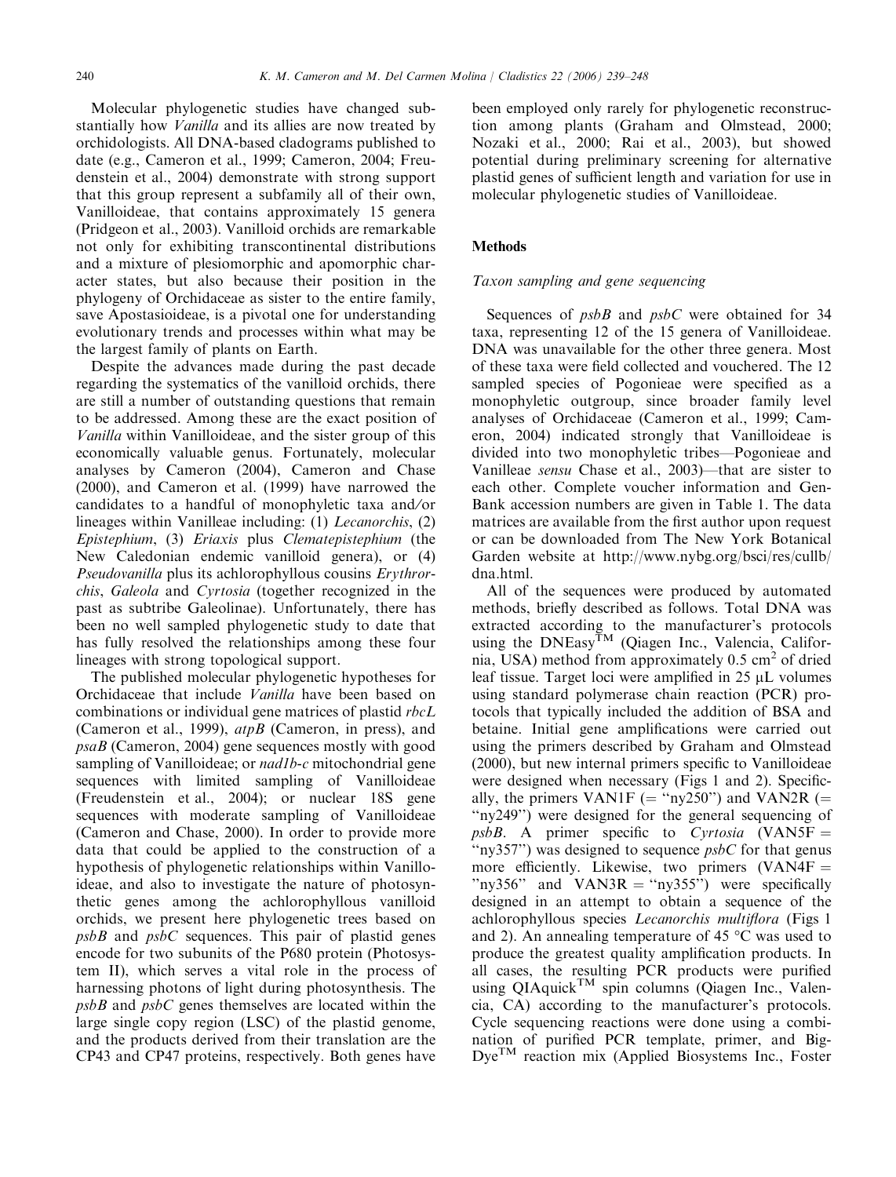Molecular phylogenetic studies have changed substantially how *Vanilla* and its allies are now treated by orchidologists. All DNA-based cladograms published to date (e.g., Cameron et al., 1999; Cameron, 2004; Freudenstein et al., 2004) demonstrate with strong support that this group represent a subfamily all of their own, Vanilloideae, that contains approximately 15 genera (Pridgeon et al., 2003). Vanilloid orchids are remarkable not only for exhibiting transcontinental distributions and a mixture of plesiomorphic and apomorphic character states, but also because their position in the phylogeny of Orchidaceae as sister to the entire family, save Apostasioideae, is a pivotal one for understanding evolutionary trends and processes within what may be the largest family of plants on Earth.

Despite the advances made during the past decade regarding the systematics of the vanilloid orchids, there are still a number of outstanding questions that remain to be addressed. Among these are the exact position of *Vanilla* within Vanilloideae, and the sister group of this economically valuable genus. Fortunately, molecular analyses by Cameron (2004), Cameron and Chase (2000), and Cameron et al. (1999) have narrowed the candidates to a handful of monophyletic taxa and/or lineages within Vanilleae including: (1) *Lecanorchis*, (2) *Epistephium*, (3) *Eriaxis* plus *Clematepistephium* (the New Caledonian endemic vanilloid genera), or (4) *Pseudovanilla* plus its achlorophyllous cousins *Erythrorchis*, *Galeola* and *Cyrtosia* (together recognized in the past as subtribe Galeolinae). Unfortunately, there has been no well sampled phylogenetic study to date that has fully resolved the relationships among these four lineages with strong topological support.

The published molecular phylogenetic hypotheses for Orchidaceae that include *Vanilla* have been based on combinations or individual gene matrices of plastid *rbcL* (Cameron et al., 1999), *atpB* (Cameron, in press), and *psaB* (Cameron, 2004) gene sequences mostly with good sampling of Vanilloideae; or *nad1b-c* mitochondrial gene sequences with limited sampling of Vanilloideae (Freudenstein et al., 2004); or nuclear 18S gene sequences with moderate sampling of Vanilloideae (Cameron and Chase, 2000). In order to provide more data that could be applied to the construction of a hypothesis of phylogenetic relationships within Vanilloideae, and also to investigate the nature of photosynthetic genes among the achlorophyllous vanilloid orchids, we present here phylogenetic trees based on *psbB* and *psbC* sequences. This pair of plastid genes encode for two subunits of the P680 protein (Photosystem II), which serves a vital role in the process of harnessing photons of light during photosynthesis. The *psbB* and *psbC* genes themselves are located within the large single copy region (LSC) of the plastid genome, and the products derived from their translation are the CP43 and CP47 proteins, respectively. Both genes have been employed only rarely for phylogenetic reconstruction among plants (Graham and Olmstead, 2000; Nozaki et al., 2000; Rai et al., 2003), but showed potential during preliminary screening for alternative plastid genes of sufficient length and variation for use in molecular phylogenetic studies of Vanilloideae.

## Methods

### Taxon sampling and gene sequencing

Sequences of *psbB* and *psbC* were obtained for 34 taxa, representing 12 of the 15 genera of Vanilloideae. DNA was unavailable for the other three genera. Most of these taxa were field collected and vouchered. The 12 sampled species of Pogonieae were specified as a monophyletic outgroup, since broader family level analyses of Orchidaceae (Cameron et al., 1999; Cameron, 2004) indicated strongly that Vanilloideae is divided into two monophyletic tribes—Pogonieae and Vanilleae *sensu* Chase et al., 2003)—that are sister to each other. Complete voucher information and GenBank accession numbers are given in Table 1. The data matrices are available from the first author upon request or can be downloaded from The New York Botanical Garden website at http://www.nybg.org/bsci/res/cullb/dna.html.

All of the sequences were produced by automated methods, briefly described as follows. Total DNA was extracted according to the manufacturer's protocols using the DNEasy™ (Qiagen Inc., Valencia, California, USA) method from approximately 0.5 $cm^2$ of dried leaf tissue. Target loci were amplified in 25 μL volumes using standard polymerase chain reaction (PCR) protocols that typically included the addition of BSA and betaine. Initial gene amplifications were carried out using the primers described by Graham and Olmstead (2000), but new internal primers specific to Vanilloideae were designed when necessary (Figs 1 and 2). Specifically, the primers VAN1F (= "ny250") and VAN2R (= "ny249") were designed for the general sequencing of *psbB*. A primer specific to *Cyrtosia* (VAN5F = "ny357") was designed to sequence *psbC* for that genus more efficiently. Likewise, two primers (VAN4F = "ny356" and VAN3R = "ny355") were specifically designed in an attempt to obtain a sequence of the achlorophyllous species *Lecanorchis multiflora* (Figs 1 and 2). An annealing temperature of 45 °C was used to produce the greatest quality amplification products. In all cases, the resulting PCR products were purified using QIAquick™ spin columns (Qiagen Inc., Valencia, CA) according to the manufacturer's protocols. Cycle sequencing reactions were done using a combination of purified PCR template, primer, and BigDye™ reaction mix (Applied Biosystems Inc., Foster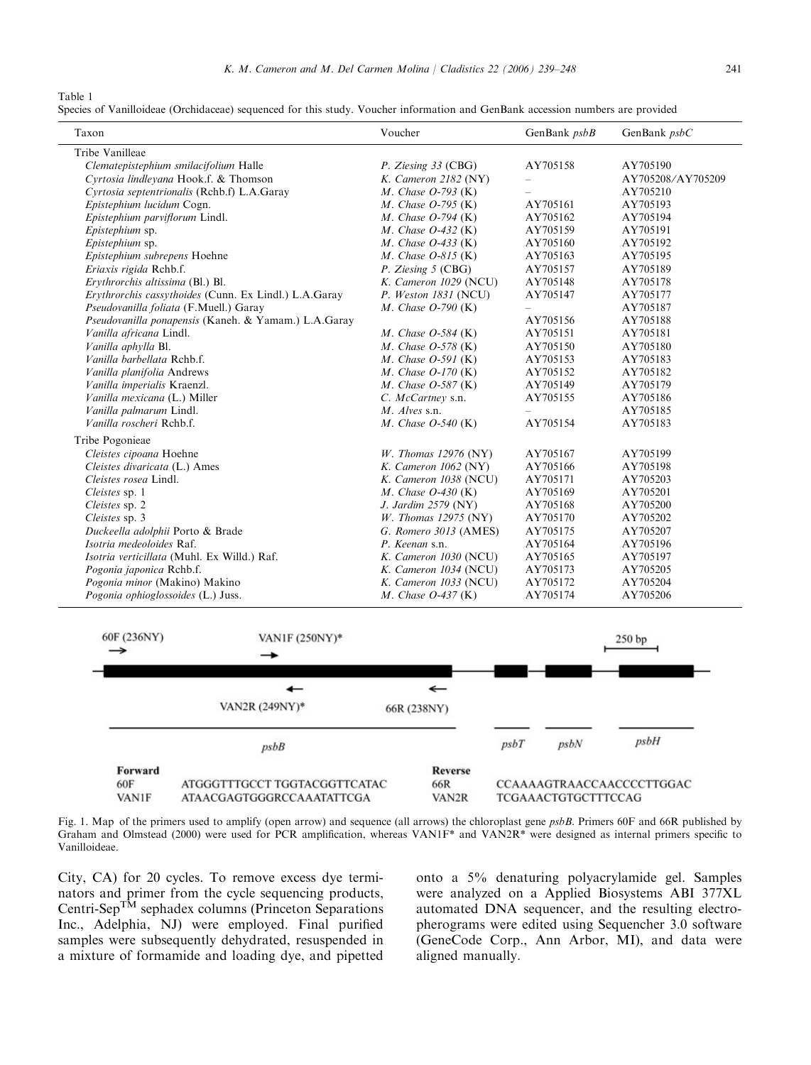Table 1

Species of Vanilloideae (Orchidaceae) sequenced for this study. Voucher information and GenBank accession numbers are provided

| Taxon | Voucher | GenBank *psbB* | GenBank *psbC* |
|---|---|---|---|
| Tribe Vanilleae | | | |
| *Clematepistephium smilacifolium* Halle | *P. Ziesing 33* (CBG) | AY705158 | AY705190 |
| *Cyrtosia lindleyana* Hook.f. & Thomson | *K. Cameron 2182* (NY) | – | AY705208/AY705209 |
| *Cyrtosia septentrionalis* (Rchb.f) L.A.Garay | *M. Chase O-793* (K) | – | AY705210 |
| *Epistephium lucidum* Cogn. | *M. Chase O-795* (K) | AY705161 | AY705193 |
| *Epistephium parviflorum* Lindl. | *M. Chase O-794* (K) | AY705162 | AY705194 |
| *Epistephium* sp. | *M. Chase O-432* (K) | AY705159 | AY705191 |
| *Epistephium* sp. | *M. Chase O-433* (K) | AY705160 | AY705192 |
| *Epistephium subrepens* Hoehne | *M. Chase O-815* (K) | AY705163 | AY705195 |
| *Eriaxis rigida* Rchb.f. | *P. Ziesing 5* (CBG) | AY705157 | AY705189 |
| *Erythrorchis altissima* (Bl.) Bl. | *K. Cameron 1029* (NCU) | AY705148 | AY705178 |
| *Erythrorchis cassythoides* (Cunn. Ex Lindl.) L.A.Garay | *P. Weston 1831* (NCU) | AY705147 | AY705177 |
| *Pseudovanilla foliata* (F.Muell.) Garay | *M. Chase O-790* (K) | – | AY705187 |
| *Pseudovanilla ponapensis* (Kaneh. & Yamam.) L.A.Garay | | AY705156 | AY705188 |
| *Vanilla africana* Lindl. | *M. Chase O-584* (K) | AY705151 | AY705181 |
| *Vanilla aphylla* Bl. | *M. Chase O-578* (K) | AY705150 | AY705180 |
| *Vanilla barbellata* Rchb.f. | *M. Chase O-591* (K) | AY705153 | AY705183 |
| *Vanilla planifolia* Andrews | *M. Chase O-170* (K) | AY705152 | AY705182 |
| *Vanilla imperialis* Kraenzl. | *M. Chase O-587* (K) | AY705149 | AY705179 |
| *Vanilla mexicana* (L.) Miller | *C. McCartney* s.n. | AY705155 | AY705186 |
| *Vanilla palmarum* Lindl. | *M. Alves* s.n. | – | AY705185 |
| *Vanilla roscheri* Rchb.f. | *M. Chase O-540* (K) | AY705154 | AY705183 |
| Tribe Pogonieae | | | |
| *Cleistes cipoana* Hoehne | *W. Thomas 12976* (NY) | AY705167 | AY705199 |
| *Cleistes divaricata* (L.) Ames | *K. Cameron 1062* (NY) | AY705166 | AY705198 |
| *Cleistes rosea* Lindl. | *K. Cameron 1038* (NCU) | AY705171 | AY705203 |
| *Cleistes* sp. 1 | *M. Chase O-430* (K) | AY705169 | AY705201 |
| *Cleistes* sp. 2 | *J. Jardim 2579* (NY) | AY705168 | AY705200 |
| *Cleistes* sp. 3 | *W. Thomas 12975* (NY) | AY705170 | AY705202 |
| *Duckeella adolphii* Porto & Brade | *G. Romero 3013* (AMES) | AY705175 | AY705207 |
| *Isotria medeoloides* Raf. | *P. Keenan* s.n. | AY705164 | AY705196 |
| *Isotria verticillata* (Muhl. Ex Willd.) Raf. | *K. Cameron 1030* (NCU) | AY705165 | AY705197 |
| *Pogonia japonica* Rchb.f. | *K. Cameron 1034* (NCU) | AY705173 | AY705205 |
| *Pogonia minor* (Makino) Makino | *K. Cameron 1033* (NCU) | AY705172 | AY705204 |
| *Pogonia ophioglossoides* (L.) Juss. | *M. Chase O-437* (K) | AY705174 | AY705206 |

60F (236NY) → VAN1F (250NY)* → 250 bp

← VAN2R (249NY)* ← 66R (238NY)

*psbB* *psbT* *psbN* *psbH*

| Forward | | Reverse | |
|---|---|---|---|
| 60F | ATGGGTTTGCCT TGGTACGGTTCATAC | 66R | CCAAAAGTRAACCAACCCCTTGGAC |
| VAN1F | ATAACGAGTGGGRCCAAATATTCGA | VAN2R | TCGAAACTGTGCTTTCCAG |

Fig. 1. Map of the primers used to amplify (open arrow) and sequence (all arrows) the chloroplast gene *psbB*. Primers 60F and 66R published by Graham and Olmstead (2000) were used for PCR amplification, whereas VAN1F* and VAN2R* were designed as internal primers specific to Vanilloideae.

City, CA) for 20 cycles. To remove excess dye terminators and primer from the cycle sequencing products, Centri-Sep™ sephadex columns (Princeton Separations Inc., Adelphia, NJ) were employed. Final purified samples were subsequently dehydrated, resuspended in a mixture of formamide and loading dye, and pipetted onto a 5% denaturing polyacrylamide gel. Samples were analyzed on a Applied Biosystems ABI 377XL automated DNA sequencer, and the resulting electropherograms were edited using Sequencher 3.0 software (GeneCode Corp., Ann Arbor, MI), and data were aligned manually.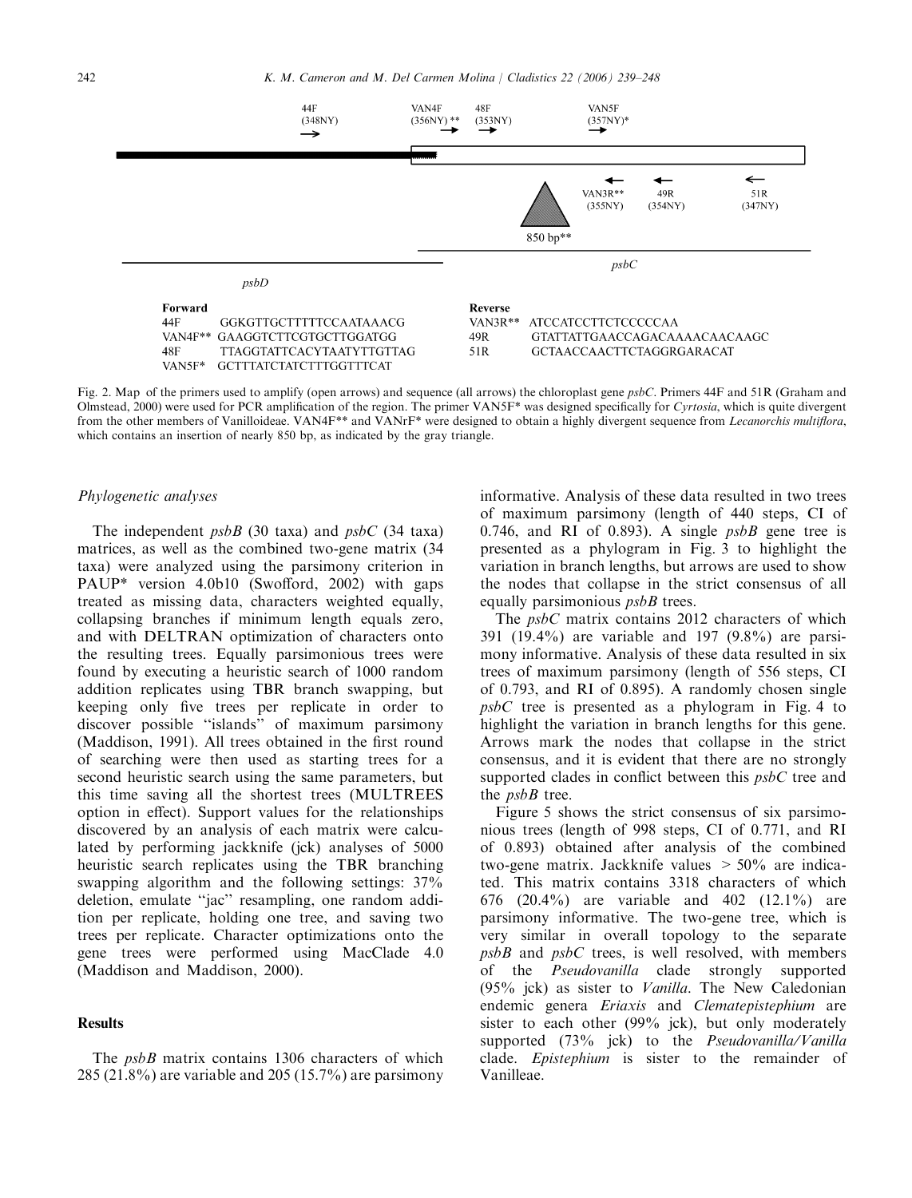44F (348NY) → VAN4F (356NY) ** → 48F (353NY) → VAN5F (357NY)* →

VAN3R** (355NY) ← 49R (354NY) ← 51R (347NY) ←

850 bp**

*psbD*

*psbC*

| Forward | | Reverse | |
|---|---|---|---|
| 44F | GGKGTTGCTTTTTCCAATAAACG | VAN3R** | ATCCATCCTTCTCCCCCAA |
| VAN4F** | GAAGGTCTTCGTGCTTGGATGG | 49R | GTATTATTGAACCAGACAAAACAACAAGC |
| 48F | TTAGGTATTCACYTAATYTTGTTAG | 51R | GCTAACCAACTTCTAGGRGARACAT |
| VAN5F* | GCTTTATCTATCTTTGGTTTCAT | | |

Fig. 2. Map of the primers used to amplify (open arrows) and sequence (all arrows) the chloroplast gene *psbC*. Primers 44F and 51R (Graham and Olmstead, 2000) were used for PCR amplification of the region. The primer VAN5F* was designed specifically for *Cyrtosia*, which is quite divergent from the other members of Vanilloideae. VAN4F** and VANrF* were designed to obtain a highly divergent sequence from *Lecanorchis multiflora*, which contains an insertion of nearly 850 bp, as indicated by the gray triangle.

### *Phylogenetic analyses*

The independent *psbB* (30 taxa) and *psbC* (34 taxa) matrices, as well as the combined two-gene matrix (34 taxa) were analyzed using the parsimony criterion in PAUP* version 4.0b10 (Swofford, 2002) with gaps treated as missing data, characters weighted equally, collapsing branches if minimum length equals zero, and with DELTRAN optimization of characters onto the resulting trees. Equally parsimonious trees were found by executing a heuristic search of 1000 random addition replicates using TBR branch swapping, but keeping only five trees per replicate in order to discover possible "islands" of maximum parsimony (Maddison, 1991). All trees obtained in the first round of searching were then used as starting trees for a second heuristic search using the same parameters, but this time saving all the shortest trees (MULTREES option in effect). Support values for the relationships discovered by an analysis of each matrix were calculated by performing jackknife (jck) analyses of 5000 heuristic search replicates using the TBR branching swapping algorithm and the following settings: 37% deletion, emulate "jac" resampling, one random addition per replicate, holding one tree, and saving two trees per replicate. Character optimizations onto the gene trees were performed using MacClade 4.0 (Maddison and Maddison, 2000).

## Results

The *psbB* matrix contains 1306 characters of which 285 (21.8%) are variable and 205 (15.7%) are parsimony informative. Analysis of these data resulted in two trees of maximum parsimony (length of 440 steps, CI of 0.746, and RI of 0.893). A single *psbB* gene tree is presented as a phylogram in Fig. 3 to highlight the variation in branch lengths, but arrows are used to show the nodes that collapse in the strict consensus of all equally parsimonious *psbB* trees.

The *psbC* matrix contains 2012 characters of which 391 (19.4%) are variable and 197 (9.8%) are parsimony informative. Analysis of these data resulted in six trees of maximum parsimony (length of 556 steps, CI of 0.793, and RI of 0.895). A randomly chosen single *psbC* tree is presented as a phylogram in Fig. 4 to highlight the variation in branch lengths for this gene. Arrows mark the nodes that collapse in the strict consensus, and it is evident that there are no strongly supported clades in conflict between this *psbC* tree and the *psbB* tree.

Figure 5 shows the strict consensus of six parsimonious trees (length of 998 steps, CI of 0.771, and RI of 0.893) obtained after analysis of the combined two-gene matrix. Jackknife values > 50% are indicated. This matrix contains 3318 characters of which 676 (20.4%) are variable and 402 (12.1%) are parsimony informative. The two-gene tree, which is very similar in overall topology to the separate *psbB* and *psbC* trees, is well resolved, with members of the *Pseudovanilla* clade strongly supported (95% jck) as sister to *Vanilla*. The New Caledonian endemic genera *Eriaxis* and *Clematepistephium* are sister to each other (99% jck), but only moderately supported (73% jck) to the *Pseudovanilla*/*Vanilla* clade. *Epistephium* is sister to the remainder of Vanilleae.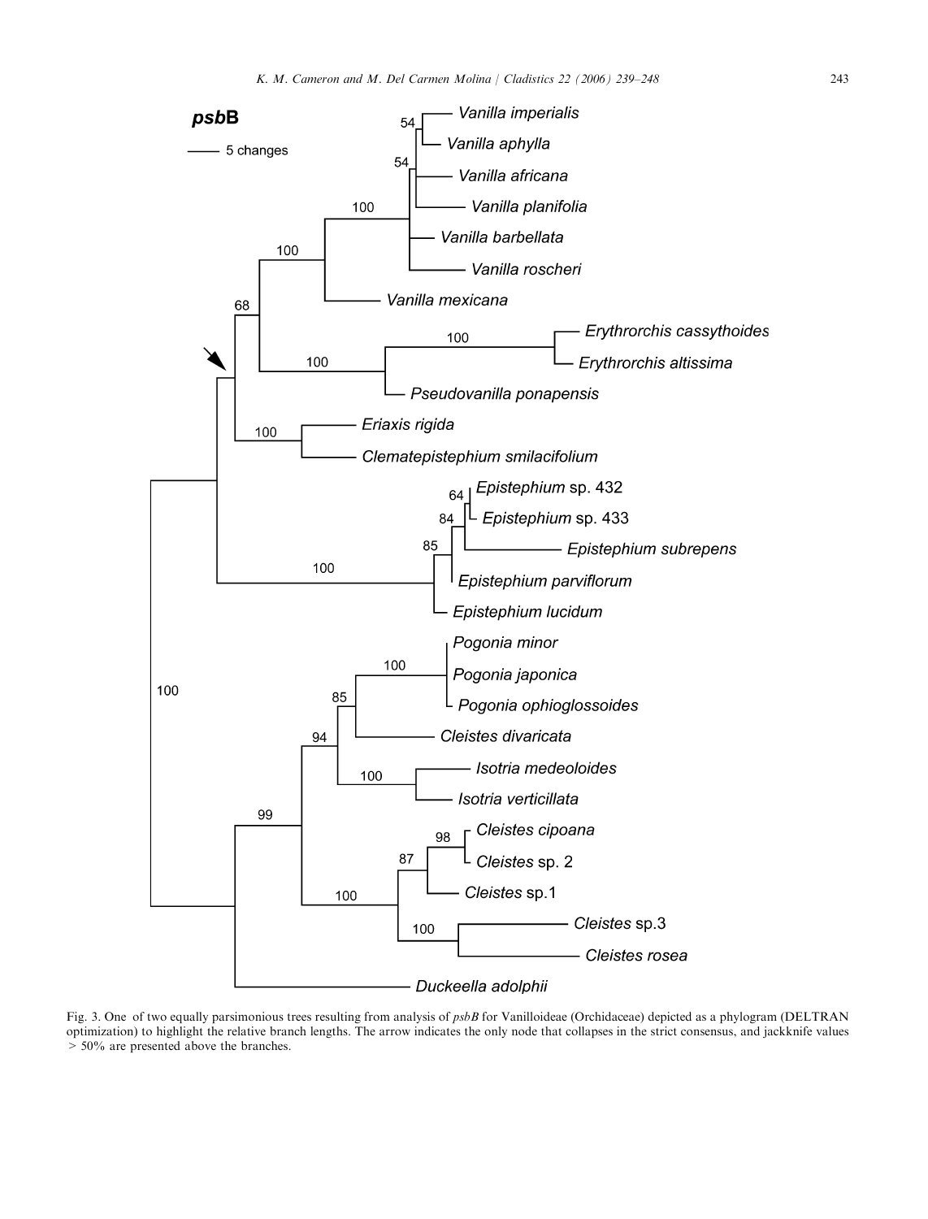Fig. 3. One of two equally parsimonious trees resulting from analysis of *psbB* for Vanilloideae (Orchidaceae) depicted as a phylogram (DELTRAN optimization) to highlight the relative branch lengths. The arrow indicates the only node that collapses in the strict consensus, and jackknife values > 50% are presented above the branches.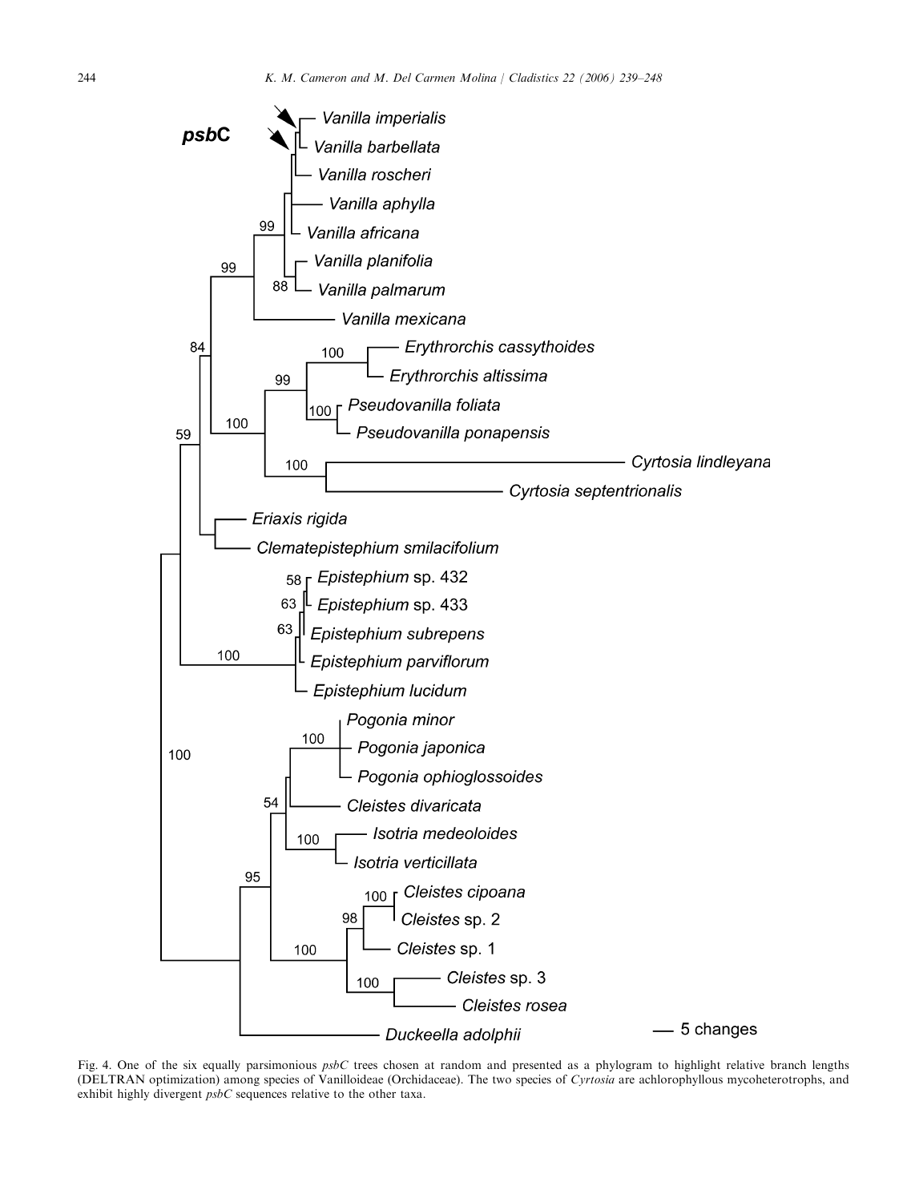Fig. 4. One of the six equally parsimonious *psbC* trees chosen at random and presented as a phylogram to highlight relative branch lengths (DELTRAN optimization) among species of Vanilloideae (Orchidaceae). The two species of *Cyrtosia* are achlorophyllous mycoheterotrophs, and exhibit highly divergent *psbC* sequences relative to the other taxa.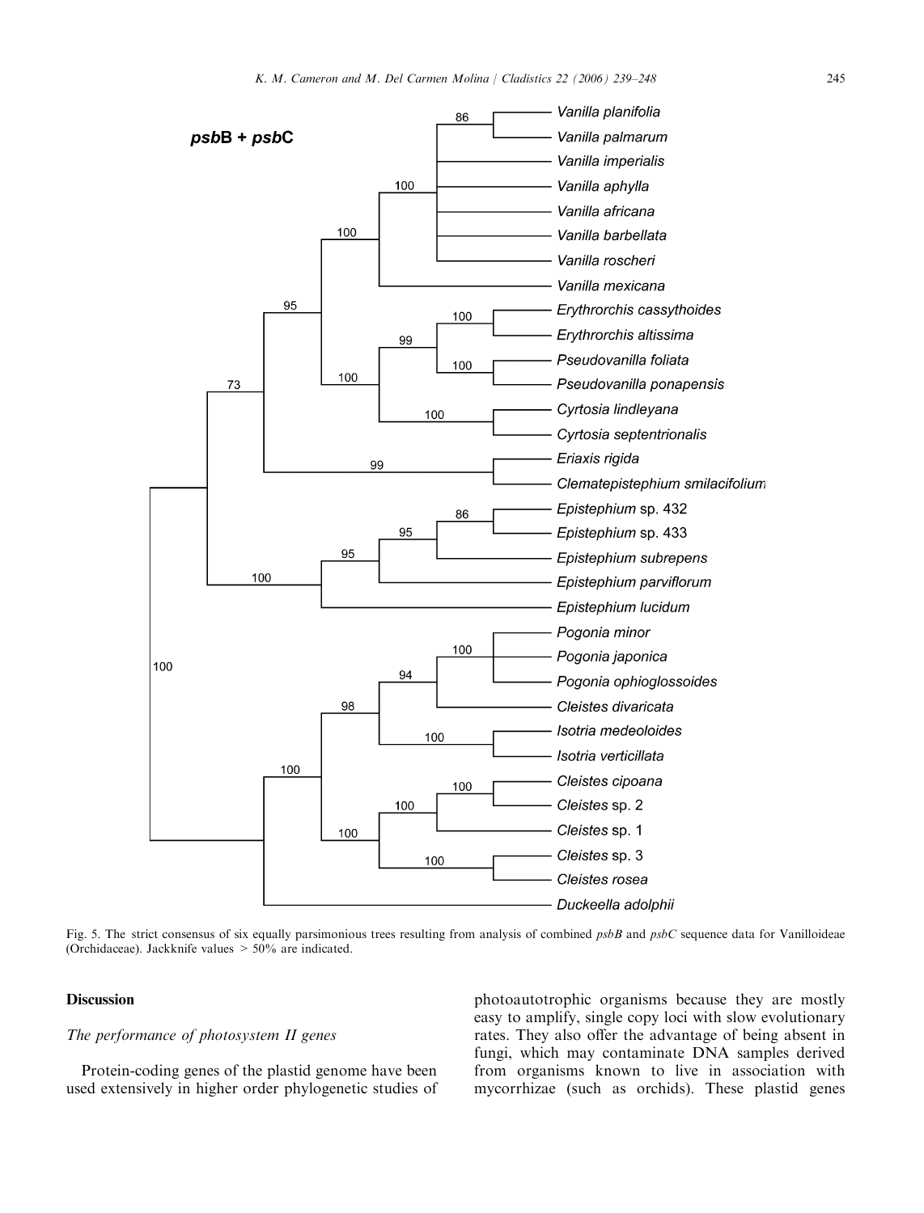Fig. 5. The strict consensus of six equally parsimonious trees resulting from analysis of combined *psbB* and *psbC* sequence data for Vanilloideae (Orchidaceae). Jackknife values > 50% are indicated.

## Discussion

### *The performance of photosystem II genes*

Protein-coding genes of the plastid genome have been used extensively in higher order phylogenetic studies of photoautotrophic organisms because they are mostly easy to amplify, single copy loci with slow evolutionary rates. They also offer the advantage of being absent in fungi, which may contaminate DNA samples derived from organisms known to live in association with mycorrhizae (such as orchids). These plastid genes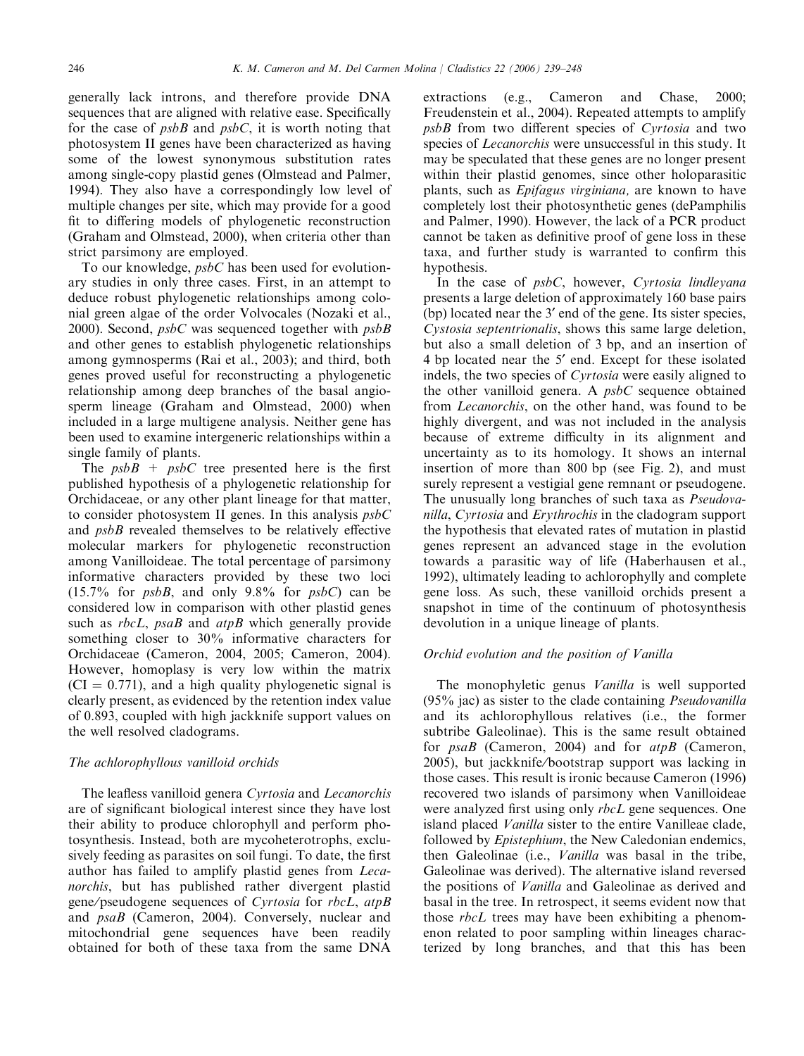generally lack introns, and therefore provide DNA sequences that are aligned with relative ease. Specifically for the case of *psbB* and *psbC*, it is worth noting that photosystem II genes have been characterized as having some of the lowest synonymous substitution rates among single-copy plastid genes (Olmstead and Palmer, 1994). They also have a correspondingly low level of multiple changes per site, which may provide for a good fit to differing models of phylogenetic reconstruction (Graham and Olmstead, 2000), when criteria other than strict parsimony are employed.

To our knowledge, *psbC* has been used for evolutionary studies in only three cases. First, in an attempt to deduce robust phylogenetic relationships among colonial green algae of the order Volvocales (Nozaki et al., 2000). Second, *psbC* was sequenced together with *psbB* and other genes to establish phylogenetic relationships among gymnosperms (Rai et al., 2003); and third, both genes proved useful for reconstructing a phylogenetic relationship among deep branches of the basal angiosperm lineage (Graham and Olmstead, 2000) when included in a large multigene analysis. Neither gene has been used to examine intergeneric relationships within a single family of plants.

The *psbB* + *psbC* tree presented here is the first published hypothesis of a phylogenetic relationship for Orchidaceae, or any other plant lineage for that matter, to consider photosystem II genes. In this analysis *psbC* and *psbB* revealed themselves to be relatively effective molecular markers for phylogenetic reconstruction among Vanilloideae. The total percentage of parsimony informative characters provided by these two loci (15.7% for *psbB*, and only 9.8% for *psbC*) can be considered low in comparison with other plastid genes such as *rbcL*, *psaB* and *atpB* which generally provide something closer to 30% informative characters for Orchidaceae (Cameron, 2004, 2005; Cameron, 2004). However, homoplasy is very low within the matrix (CI = 0.771), and a high quality phylogenetic signal is clearly present, as evidenced by the retention index value of 0.893, coupled with high jackknife support values on the well resolved cladograms.

### *The achlorophyllous vanilloid orchids*

The leafless vanilloid genera *Cyrtosia* and *Lecanorchis* are of significant biological interest since they have lost their ability to produce chlorophyll and perform photosynthesis. Instead, both are mycoheterotrophs, exclusively feeding as parasites on soil fungi. To date, the first author has failed to amplify plastid genes from *Lecanorchis*, but has published rather divergent plastid gene/pseudogene sequences of *Cyrtosia* for *rbcL*, *atpB* and *psaB* (Cameron, 2004). Conversely, nuclear and mitochondrial gene sequences have been readily obtained for both of these taxa from the same DNA extractions (e.g., Cameron and Chase, 2000; Freudenstein et al., 2004). Repeated attempts to amplify *psbB* from two different species of *Cyrtosia* and two species of *Lecanorchis* were unsuccessful in this study. It may be speculated that these genes are no longer present within their plastid genomes, since other holoparasitic plants, such as *Epifagus virginiana,* are known to have completely lost their photosynthetic genes (dePamphilis and Palmer, 1990). However, the lack of a PCR product cannot be taken as definitive proof of gene loss in these taxa, and further study is warranted to confirm this hypothesis.

In the case of *psbC*, however, *Cyrtosia lindleyana* presents a large deletion of approximately 160 base pairs (bp) located near the 3′ end of the gene. Its sister species, *Cystosia septentrionalis*, shows this same large deletion, but also a small deletion of 3 bp, and an insertion of 4 bp located near the 5′ end. Except for these isolated indels, the two species of *Cyrtosia* were easily aligned to the other vanilloid genera. A *psbC* sequence obtained from *Lecanorchis*, on the other hand, was found to be highly divergent, and was not included in the analysis because of extreme difficulty in its alignment and uncertainty as to its homology. It shows an internal insertion of more than 800 bp (see Fig. 2), and must surely represent a vestigial gene remnant or pseudogene. The unusually long branches of such taxa as *Pseudovanilla*, *Cyrtosia* and *Erythrochis* in the cladogram support the hypothesis that elevated rates of mutation in plastid genes represent an advanced stage in the evolution towards a parasitic way of life (Haberhausen et al., 1992), ultimately leading to achlorophylly and complete gene loss. As such, these vanilloid orchids present a snapshot in time of the continuum of photosynthesis devolution in a unique lineage of plants.

### *Orchid evolution and the position of Vanilla*

The monophyletic genus *Vanilla* is well supported (95% jac) as sister to the clade containing *Pseudovanilla* and its achlorophyllous relatives (i.e., the former subtribe Galeolinae). This is the same result obtained for *psaB* (Cameron, 2004) and for *atpB* (Cameron, 2005), but jackknife/bootstrap support was lacking in those cases. This result is ironic because Cameron (1996) recovered two islands of parsimony when Vanilloideae were analyzed first using only *rbcL* gene sequences. One island placed *Vanilla* sister to the entire Vanilleae clade, followed by *Epistephium*, the New Caledonian endemics, then Galeolinae (i.e., *Vanilla* was basal in the tribe, Galeolinae was derived). The alternative island reversed the positions of *Vanilla* and Galeolinae as derived and basal in the tree. In retrospect, it seems evident now that those *rbcL* trees may have been exhibiting a phenomenon related to poor sampling within lineages characterized by long branches, and that this has been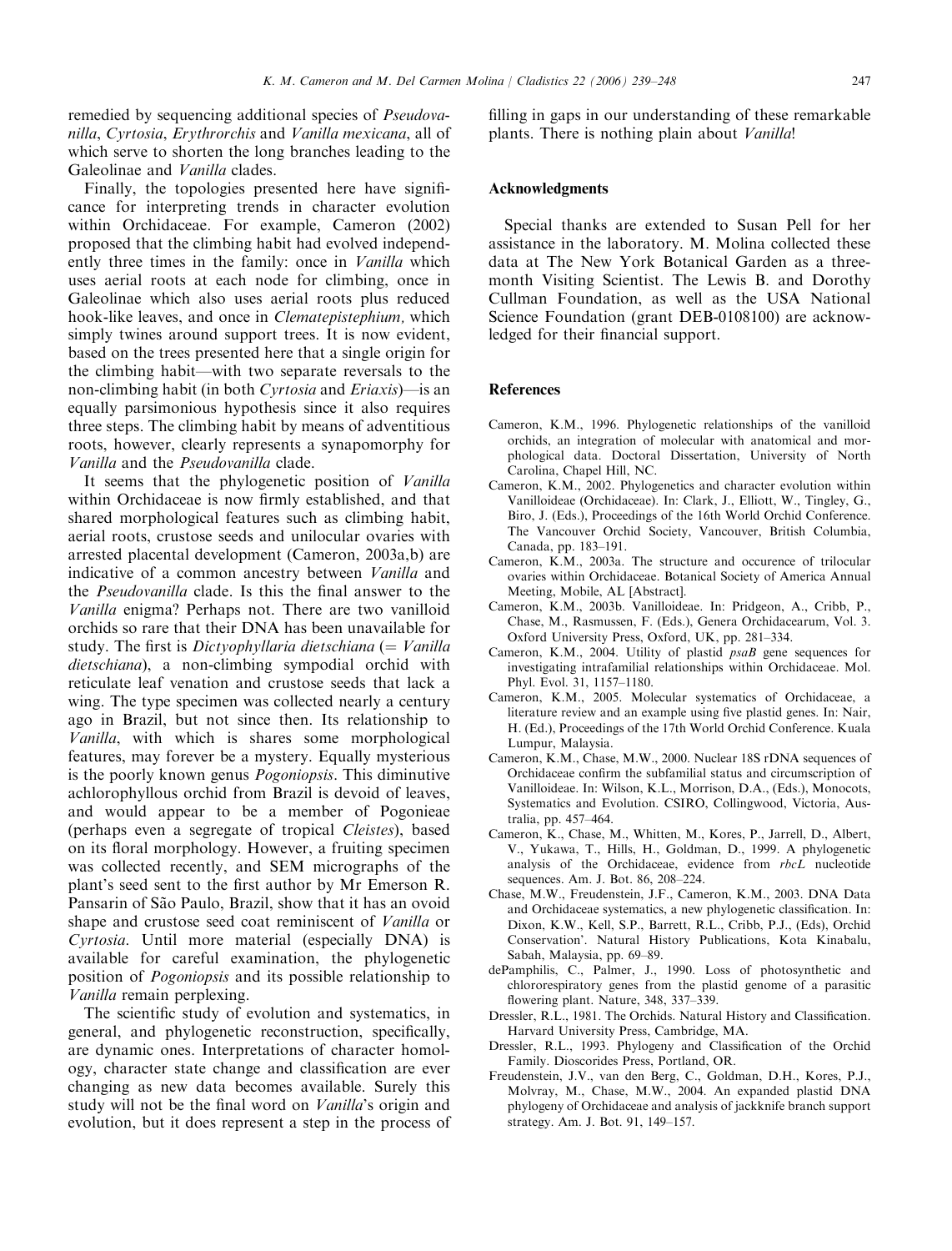remedied by sequencing additional species of *Pseudovanilla*, *Cyrtosia*, *Erythrorchis* and *Vanilla mexicana*, all of which serve to shorten the long branches leading to the Galeolinae and *Vanilla* clades.

Finally, the topologies presented here have significance for interpreting trends in character evolution within Orchidaceae. For example, Cameron (2002) proposed that the climbing habit had evolved independently three times in the family: once in *Vanilla* which uses aerial roots at each node for climbing, once in Galeolinae which also uses aerial roots plus reduced hook-like leaves, and once in *Clematepistephium,* which simply twines around support trees. It is now evident, based on the trees presented here that a single origin for the climbing habit—with two separate reversals to the non-climbing habit (in both *Cyrtosia* and *Eriaxis*)—is an equally parsimonious hypothesis since it also requires three steps. The climbing habit by means of adventitious roots, however, clearly represents a synapomorphy for *Vanilla* and the *Pseudovanilla* clade.

It seems that the phylogenetic position of *Vanilla* within Orchidaceae is now firmly established, and that shared morphological features such as climbing habit, aerial roots, crustose seeds and unilocular ovaries with arrested placental development (Cameron, 2003a,b) are indicative of a common ancestry between *Vanilla* and the *Pseudovanilla* clade. Is this the final answer to the *Vanilla* enigma? Perhaps not. There are two vanilloid orchids so rare that their DNA has been unavailable for study. The first is *Dictyophyllaria dietschiana* (= *Vanilla dietschiana*), a non-climbing sympodial orchid with reticulate leaf venation and crustose seeds that lack a wing. The type specimen was collected nearly a century ago in Brazil, but not since then. Its relationship to *Vanilla*, with which is shares some morphological features, may forever be a mystery. Equally mysterious is the poorly known genus *Pogoniopsis*. This diminutive achlorophyllous orchid from Brazil is devoid of leaves, and would appear to be a member of Pogonieae (perhaps even a segregate of tropical *Cleistes*), based on its floral morphology. However, a fruiting specimen was collected recently, and SEM micrographs of the plant's seed sent to the first author by Mr Emerson R. Pansarin of São Paulo, Brazil, show that it has an ovoid shape and crustose seed coat reminiscent of *Vanilla* or *Cyrtosia*. Until more material (especially DNA) is available for careful examination, the phylogenetic position of *Pogoniopsis* and its possible relationship to *Vanilla* remain perplexing.

The scientific study of evolution and systematics, in general, and phylogenetic reconstruction, specifically, are dynamic ones. Interpretations of character homology, character state change and classification are ever changing as new data becomes available. Surely this study will not be the final word on *Vanilla*'s origin and evolution, but it does represent a step in the process of filling in gaps in our understanding of these remarkable plants. There is nothing plain about *Vanilla*!

## Acknowledgments

Special thanks are extended to Susan Pell for her assistance in the laboratory. M. Molina collected these data at The New York Botanical Garden as a three-month Visiting Scientist. The Lewis B. and Dorothy Cullman Foundation, as well as the USA National Science Foundation (grant DEB-0108100) are acknowledged for their financial support.

## References

Cameron, K.M., 1996. Phylogenetic relationships of the vanilloid orchids, an integration of molecular with anatomical and morphological data. Doctoral Dissertation, University of North Carolina, Chapel Hill, NC.

Cameron, K.M., 2002. Phylogenetics and character evolution within Vanilloideae (Orchidaceae). In: Clark, J., Elliott, W., Tingley, G., Biro, J. (Eds.), Proceedings of the 16th World Orchid Conference. The Vancouver Orchid Society, Vancouver, British Columbia, Canada, pp. 183–191.

Cameron, K.M., 2003a. The structure and occurence of trilocular ovaries within Orchidaceae. Botanical Society of America Annual Meeting, Mobile, AL [Abstract].

Cameron, K.M., 2003b. Vanilloideae. In: Pridgeon, A., Cribb, P., Chase, M., Rasmussen, F. (Eds.), Genera Orchidacearum, Vol. 3. Oxford University Press, Oxford, UK, pp. 281–334.

Cameron, K.M., 2004. Utility of plastid *psaB* gene sequences for investigating intrafamilial relationships within Orchidaceae. Mol. Phyl. Evol. 31, 1157–1180.

Cameron, K.M., 2005. Molecular systematics of Orchidaceae, a literature review and an example using five plastid genes. In: Nair, H. (Ed.), Proceedings of the 17th World Orchid Conference. Kuala Lumpur, Malaysia.

Cameron, K.M., Chase, M.W., 2000. Nuclear 18S rDNA sequences of Orchidaceae confirm the subfamilial status and circumscription of Vanilloideae. In: Wilson, K.L., Morrison, D.A., (Eds.), Monocots, Systematics and Evolution. CSIRO, Collingwood, Victoria, Australia, pp. 457–464.

Cameron, K., Chase, M., Whitten, M., Kores, P., Jarrell, D., Albert, V., Yukawa, T., Hills, H., Goldman, D., 1999. A phylogenetic analysis of the Orchidaceae, evidence from *rbcL* nucleotide sequences. Am. J. Bot. 86, 208–224.

Chase, M.W., Freudenstein, J.F., Cameron, K.M., 2003. DNA Data and Orchidaceae systematics, a new phylogenetic classification. In: Dixon, K.W., Kell, S.P., Barrett, R.L., Cribb, P.J., (Eds), Orchid Conservation'. Natural History Publications, Kota Kinabalu, Sabah, Malaysia, pp. 69–89.

dePamphilis, C., Palmer, J., 1990. Loss of photosynthetic and chlororespiratory genes from the plastid genome of a parasitic flowering plant. Nature, 348, 337–339.

Dressler, R.L., 1981. The Orchids. Natural History and Classification. Harvard University Press, Cambridge, MA.

Dressler, R.L., 1993. Phylogeny and Classification of the Orchid Family. Dioscorides Press, Portland, OR.

Freudenstein, J.V., van den Berg, C., Goldman, D.H., Kores, P.J., Molvray, M., Chase, M.W., 2004. An expanded plastid DNA phylogeny of Orchidaceae and analysis of jackknife branch support strategy. Am. J. Bot. 91, 149–157.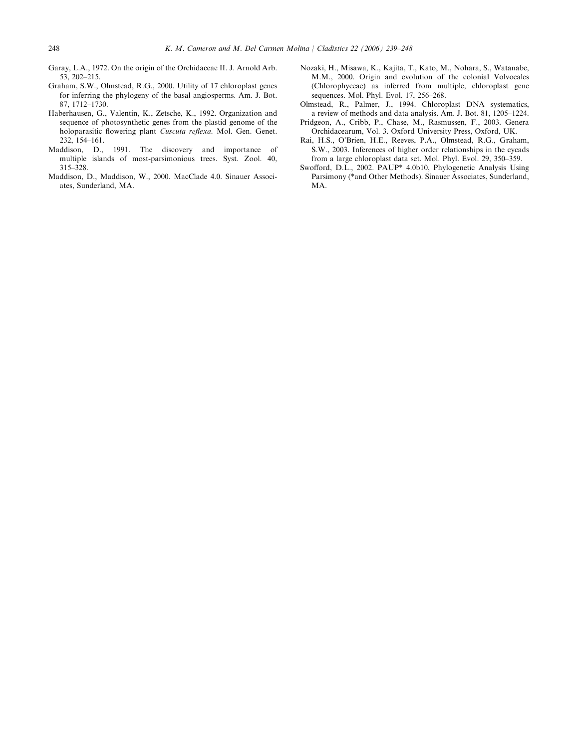Garay, L.A., 1972. On the origin of the Orchidaceae II. J. Arnold Arb. 53, 202–215.

Graham, S.W., Olmstead, R.G., 2000. Utility of 17 chloroplast genes for inferring the phylogeny of the basal angiosperms. Am. J. Bot. 87, 1712–1730.

Haberhausen, G., Valentin, K., Zetsche, K., 1992. Organization and sequence of photosynthetic genes from the plastid genome of the holoparasitic flowering plant *Cuscuta reflexa*. Mol. Gen. Genet. 232, 154–161.

Maddison, D., 1991. The discovery and importance of multiple islands of most-parsimonious trees. Syst. Zool. 40, 315–328.

Maddison, D., Maddison, W., 2000. MacClade 4.0. Sinauer Associates, Sunderland, MA.

Nozaki, H., Misawa, K., Kajita, T., Kato, M., Nohara, S., Watanabe, M.M., 2000. Origin and evolution of the colonial Volvocales (Chlorophyceae) as inferred from multiple, chloroplast gene sequences. Mol. Phyl. Evol. 17, 256–268.

Olmstead, R., Palmer, J., 1994. Chloroplast DNA systematics, a review of methods and data analysis. Am. J. Bot. 81, 1205–1224.

Pridgeon, A., Cribb, P., Chase, M., Rasmussen, F., 2003. Genera Orchidacearum, Vol. 3. Oxford University Press, Oxford, UK.

Rai, H.S., O'Brien, H.E., Reeves, P.A., Olmstead, R.G., Graham, S.W., 2003. Inferences of higher order relationships in the cycads from a large chloroplast data set. Mol. Phyl. Evol. 29, 350–359.

Swofford, D.L., 2002. PAUP* 4.0b10, Phylogenetic Analysis Using Parsimony (*and Other Methods). Sinauer Associates, Sunderland, MA.